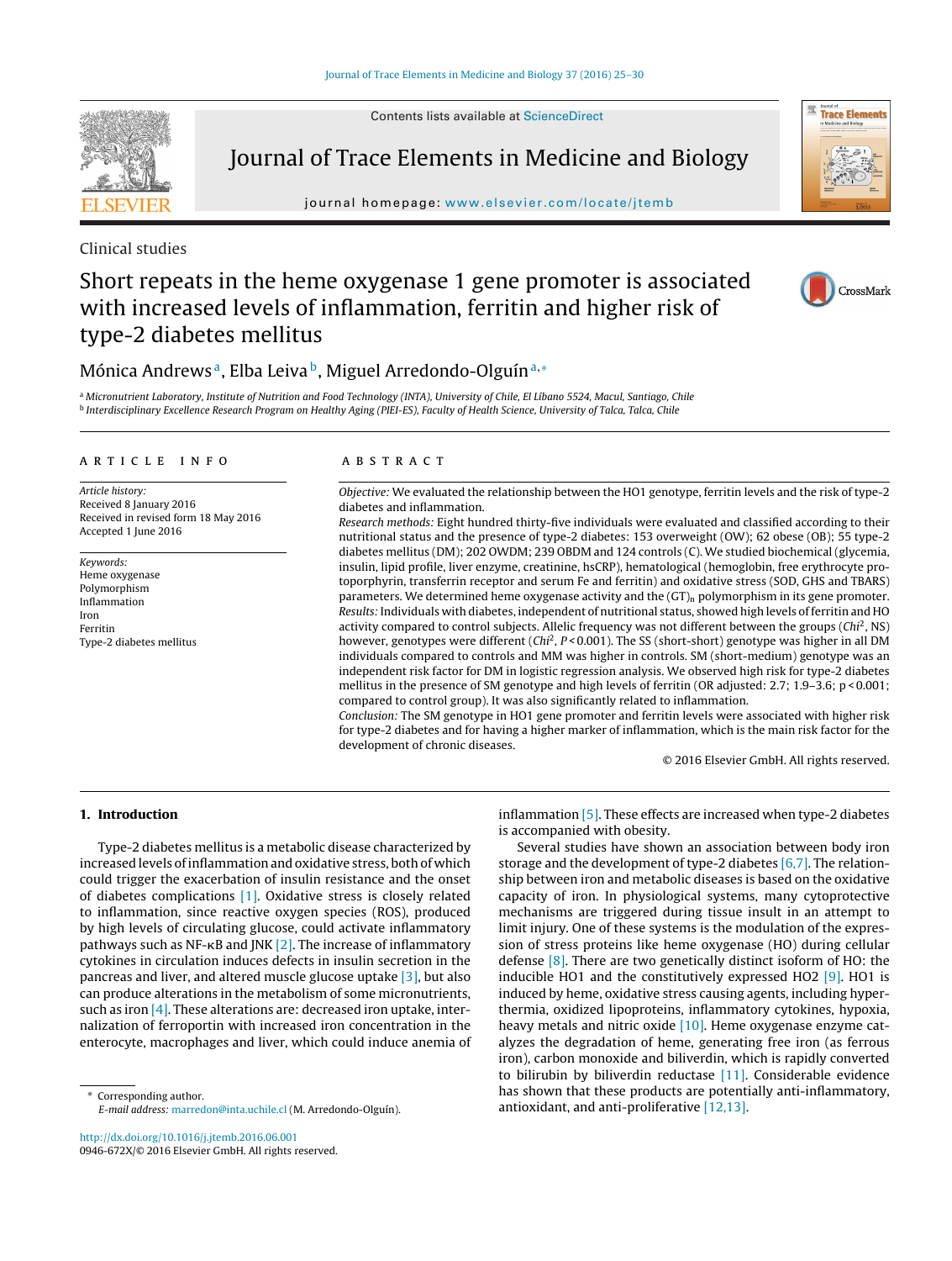Clinical studies

# Short repeats in the heme oxygenase 1 gene promoter is associated with increased levels of inflammation, ferritin and higher risk of type-2 diabetes mellitus

Mónica Andrews[a], Elba Leiva[b], Miguel Arredondo-Olguín[a,*]

[a] Micronutrient Laboratory, Institute of Nutrition and Food Technology (INTA), University of Chile, El Líbano 5524, Macul, Santiago, Chile
[b] Interdisciplinary Excellence Research Program on Healthy Aging (PIEI-ES), Faculty of Health Science, University of Talca, Talca, Chile

## ARTICLE INFO

*Article history:*
Received 8 January 2016
Received in revised form 18 May 2016
Accepted 1 June 2016

*Keywords:*
Heme oxygenase
Polymorphism
Inflammation
Iron
Ferritin
Type-2 diabetes mellitus

## ABSTRACT

*Objective:* We evaluated the relationship between the HO1 genotype, ferritin levels and the risk of type-2 diabetes and inflammation.

*Research methods:* Eight hundred thirty-five individuals were evaluated and classified according to their nutritional status and the presence of type-2 diabetes: 153 overweight (OW); 62 obese (OB); 55 type-2 diabetes mellitus (DM); 202 OWDM; 239 OBDM and 124 controls (C). We studied biochemical (glycemia, insulin, lipid profile, liver enzyme, creatinine, hsCRP), hematological (hemoglobin, free erythrocyte protoporphyrin, transferrin receptor and serum Fe and ferritin) and oxidative stress (SOD, GHS and TBARS) parameters. We determined heme oxygenase activity and the $(GT)_n$ polymorphism in its gene promoter.

*Results:* Individuals with diabetes, independent of nutritional status, showed high levels of ferritin and HO activity compared to control subjects. Allelic frequency was not different between the groups (*Chi*$^2$, NS) however, genotypes were different (*Chi*$^2$, $P < 0.001$). The SS (short-short) genotype was higher in all DM individuals compared to controls and MM was higher in controls. SM (short-medium) genotype was an independent risk factor for DM in logistic regression analysis. We observed high risk for type-2 diabetes mellitus in the presence of SM genotype and high levels of ferritin (OR adjusted: 2.7; 1.9–3.6; $p < 0.001$; compared to control group). It was also significantly related to inflammation.

*Conclusion:* The SM genotype in HO1 gene promoter and ferritin levels were associated with higher risk for type-2 diabetes and for having a higher marker of inflammation, which is the main risk factor for the development of chronic diseases.

© 2016 Elsevier GmbH. All rights reserved.

## 1. Introduction

Type-2 diabetes mellitus is a metabolic disease characterized by increased levels of inflammation and oxidative stress, both of which could trigger the exacerbation of insulin resistance and the onset of diabetes complications [1]. Oxidative stress is closely related to inflammation, since reactive oxygen species (ROS), produced by high levels of circulating glucose, could activate inflammatory pathways such as NF-κB and JNK [2]. The increase of inflammatory cytokines in circulation induces defects in insulin secretion in the pancreas and liver, and altered muscle glucose uptake [3], but also can produce alterations in the metabolism of some micronutrients, such as iron [4]. These alterations are: decreased iron uptake, internalization of ferroportin with increased iron concentration in the enterocyte, macrophages and liver, which could induce anemia of inflammation [5]. These effects are increased when type-2 diabetes is accompanied with obesity.

Several studies have shown an association between body iron storage and the development of type-2 diabetes [6,7]. The relationship between iron and metabolic diseases is based on the oxidative capacity of iron. In physiological systems, many cytoprotective mechanisms are triggered during tissue insult in an attempt to limit injury. One of these systems is the modulation of the expression of stress proteins like heme oxygenase (HO) during cellular defense [8]. There are two genetically distinct isoform of HO: the inducible HO1 and the constitutively expressed HO2 [9]. HO1 is induced by heme, oxidative stress causing agents, including hyperthermia, oxidized lipoproteins, inflammatory cytokines, hypoxia, heavy metals and nitric oxide [10]. Heme oxygenase enzyme catalyzes the degradation of heme, generating free iron (as ferrous iron), carbon monoxide and biliverdin, which is rapidly converted to bilirubin by biliverdin reductase [11]. Considerable evidence has shown that these products are potentially anti-inflammatory, antioxidant, and anti-proliferative [12,13].

* Corresponding author.
E-mail address: marredon@inta.uchile.cl (M. Arredondo-Olguín).

http://dx.doi.org/10.1016/j.jtemb.2016.06.001
0946-672X/© 2016 Elsevier GmbH. All rights reserved.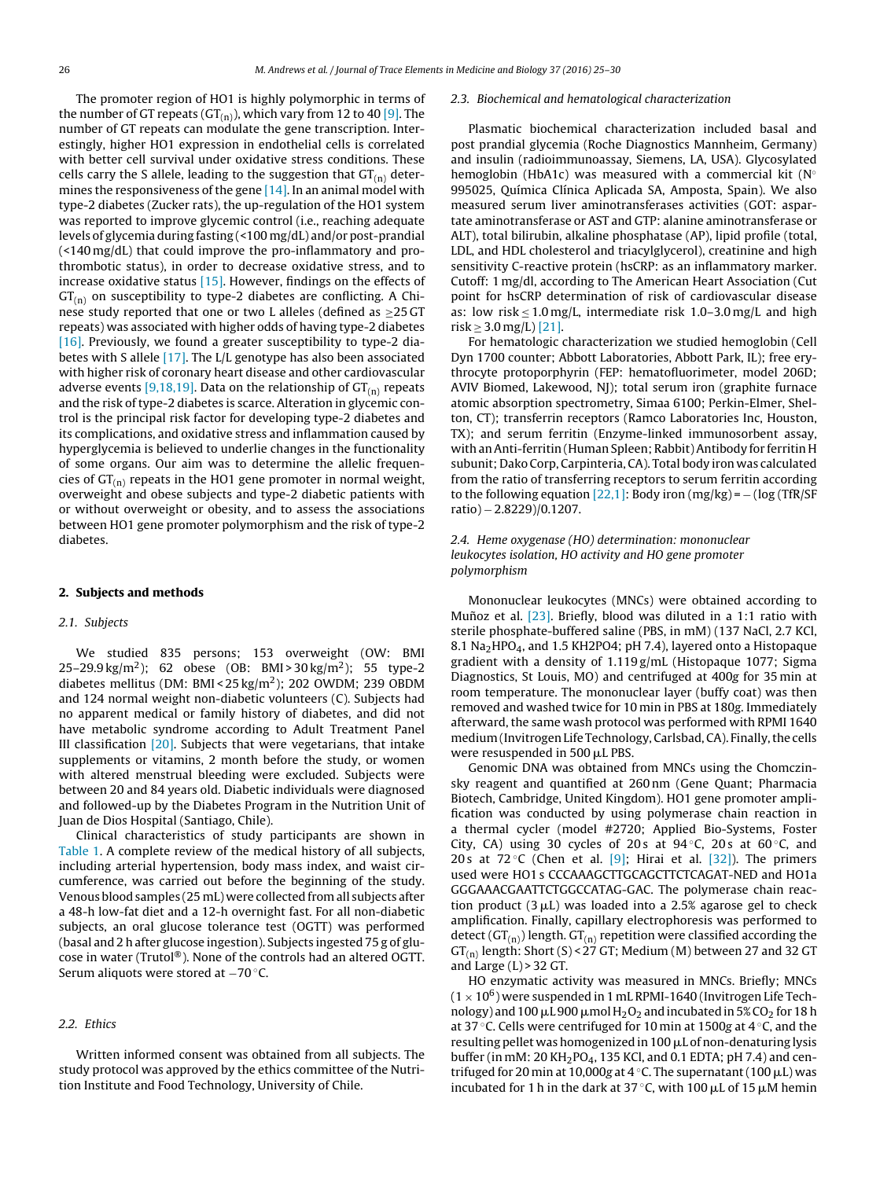The promoter region of HO1 is highly polymorphic in terms of the number of GT repeats ($GT_{(n)}$), which vary from 12 to 40 [9]. The number of GT repeats can modulate the gene transcription. Interestingly, higher HO1 expression in endothelial cells is correlated with better cell survival under oxidative stress conditions. These cells carry the S allele, leading to the suggestion that $GT_{(n)}$ determines the responsiveness of the gene [14]. In an animal model with type-2 diabetes (Zucker rats), the up-regulation of the HO1 system was reported to improve glycemic control (i.e., reaching adequate levels of glycemia during fasting (<100 mg/dL) and/or post-prandial (<140 mg/dL) that could improve the pro-inflammatory and pro-thrombotic status), in order to decrease oxidative stress, and to increase oxidative status [15]. However, findings on the effects of $GT_{(n)}$ on susceptibility to type-2 diabetes are conflicting. A Chinese study reported that one or two L alleles (defined as ≥25 GT repeats) was associated with higher odds of having type-2 diabetes [16]. Previously, we found a greater susceptibility to type-2 diabetes with S allele [17]. The L/L genotype has also been associated with higher risk of coronary heart disease and other cardiovascular adverse events [9,18,19]. Data on the relationship of $GT_{(n)}$ repeats and the risk of type-2 diabetes is scarce. Alteration in glycemic control is the principal risk factor for developing type-2 diabetes and its complications, and oxidative stress and inflammation caused by hyperglycemia is believed to underlie changes in the functionality of some organs. Our aim was to determine the allelic frequencies of $GT_{(n)}$ repeats in the HO1 gene promoter in normal weight, overweight and obese subjects and type-2 diabetic patients with or without overweight or obesity, and to assess the associations between HO1 gene promoter polymorphism and the risk of type-2 diabetes.

## 2. Subjects and methods

### 2.1. Subjects

We studied 835 persons; 153 overweight (OW: BMI 25–29.9 kg/m$^2$); 62 obese (OB: BMI > 30 kg/m$^2$); 55 type-2 diabetes mellitus (DM: BMI < 25 kg/m$^2$); 202 OWDM; 239 OBDM and 124 normal weight non-diabetic volunteers (C). Subjects had no apparent medical or family history of diabetes, and did not have metabolic syndrome according to Adult Treatment Panel III classification [20]. Subjects that were vegetarians, that intake supplements or vitamins, 2 month before the study, or women with altered menstrual bleeding were excluded. Subjects were between 20 and 84 years old. Diabetic individuals were diagnosed and followed-up by the Diabetes Program in the Nutrition Unit of Juan de Dios Hospital (Santiago, Chile).

Clinical characteristics of study participants are shown in Table 1. A complete review of the medical history of all subjects, including arterial hypertension, body mass index, and waist circumference, was carried out before the beginning of the study. Venous blood samples (25 mL) were collected from all subjects after a 48-h low-fat diet and a 12-h overnight fast. For all non-diabetic subjects, an oral glucose tolerance test (OGTT) was performed (basal and 2 h after glucose ingestion). Subjects ingested 75 g of glucose in water (Trutol®). None of the controls had an altered OGTT. Serum aliquots were stored at −70 °C.

### 2.2. Ethics

Written informed consent was obtained from all subjects. The study protocol was approved by the ethics committee of the Nutrition Institute and Food Technology, University of Chile.

### 2.3. Biochemical and hematological characterization

Plasmatic biochemical characterization included basal and post prandial glycemia (Roche Diagnostics Mannheim, Germany) and insulin (radioimmunoassay, Siemens, LA, USA). Glycosylated hemoglobin (HbA1c) was measured with a commercial kit (N° 995025, Química Clínica Aplicada SA, Amposta, Spain). We also measured serum liver aminotransferases activities (GOT: aspartate aminotransferase or AST and GTP: alanine aminotransferase or ALT), total bilirubin, alkaline phosphatase (AP), lipid profile (total, LDL, and HDL cholesterol and triacylglycerol), creatinine and high sensitivity C-reactive protein (hsCRP: as an inflammatory marker. Cutoff: 1 mg/dl, according to The American Heart Association (Cut point for hsCRP determination of risk of cardiovascular disease as: low risk ≤ 1.0 mg/L, intermediate risk 1.0–3.0 mg/L and high risk ≥ 3.0 mg/L) [21].

For hematologic characterization we studied hemoglobin (Cell Dyn 1700 counter; Abbott Laboratories, Abbott Park, IL); free erythrocyte protoporphyrin (FEP: hematofluorimeter, model 206D; AVIV Biomed, Lakewood, NJ); total serum iron (graphite furnace atomic absorption spectrometry, Simaa 6100; Perkin-Elmer, Shelton, CT); transferrin receptors (Ramco Laboratories Inc, Houston, TX); and serum ferritin (Enzyme-linked immunosorbent assay, with an Anti-ferritin (Human Spleen; Rabbit) Antibody for ferritin H subunit; Dako Corp, Carpinteria, CA). Total body iron was calculated from the ratio of transferring receptors to serum ferritin according to the following equation [22,1]: Body iron (mg/kg) = − (log (TfR/SF ratio) − 2.8229)/0.1207.

### 2.4. Heme oxygenase (HO) determination: mononuclear leukocytes isolation, HO activity and HO gene promoter polymorphism

Mononuclear leukocytes (MNCs) were obtained according to Muñoz et al. [23]. Briefly, blood was diluted in a 1:1 ratio with sterile phosphate-buffered saline (PBS, in mM) (137 NaCl, 2.7 KCl, 8.1 $Na_2HPO_4$, and 1.5 KH2PO4; pH 7.4), layered onto a Histopaque gradient with a density of 1.119 g/mL (Histopaque 1077; Sigma Diagnostics, St Louis, MO) and centrifuged at 400*g* for 35 min at room temperature. The mononuclear layer (buffy coat) was then removed and washed twice for 10 min in PBS at 180*g*. Immediately afterward, the same wash protocol was performed with RPMI 1640 medium (Invitrogen Life Technology, Carlsbad, CA). Finally, the cells were resuspended in 500 μL PBS.

Genomic DNA was obtained from MNCs using the Chomczinsky reagent and quantified at 260 nm (Gene Quant; Pharmacia Biotech, Cambridge, United Kingdom). HO1 gene promoter amplification was conducted by using polymerase chain reaction in a thermal cycler (model #2720; Applied Bio-Systems, Foster City, CA) using 30 cycles of 20 s at 94 °C, 20 s at 60 °C, and 20 s at 72 °C (Chen et al. [9]; Hirai et al. [32]). The primers used were HO1 s CCCAAAGCTTGCAGCTTCTCAGAT-NED and HO1a GGGAAACGAATTCTGGCCATAG-GAC. The polymerase chain reaction product (3 μL) was loaded into a 2.5% agarose gel to check amplification. Finally, capillary electrophoresis was performed to detect ($GT_{(n)}$) length. $GT_{(n)}$ repetition were classified according the $GT_{(n)}$ length: Short (S) < 27 GT; Medium (M) between 27 and 32 GT and Large (L) > 32 GT.

HO enzymatic activity was measured in MNCs. Briefly; MNCs ($1 \times 10^6$) were suspended in 1 mL RPMI-1640 (Invitrogen Life Technology) and 100 μL 900 μmol $H_2O_2$ and incubated in 5% $CO_2$ for 18 h at 37 °C. Cells were centrifuged for 10 min at 1500*g* at 4 °C, and the resulting pellet was homogenized in 100 μL of non-denaturing lysis buffer (in mM: 20 $KH_2PO_4$, 135 KCl, and 0.1 EDTA; pH 7.4) and centrifuged for 20 min at 10,000*g* at 4 °C. The supernatant (100 μL) was incubated for 1 h in the dark at 37 °C, with 100 μL of 15 μM hemin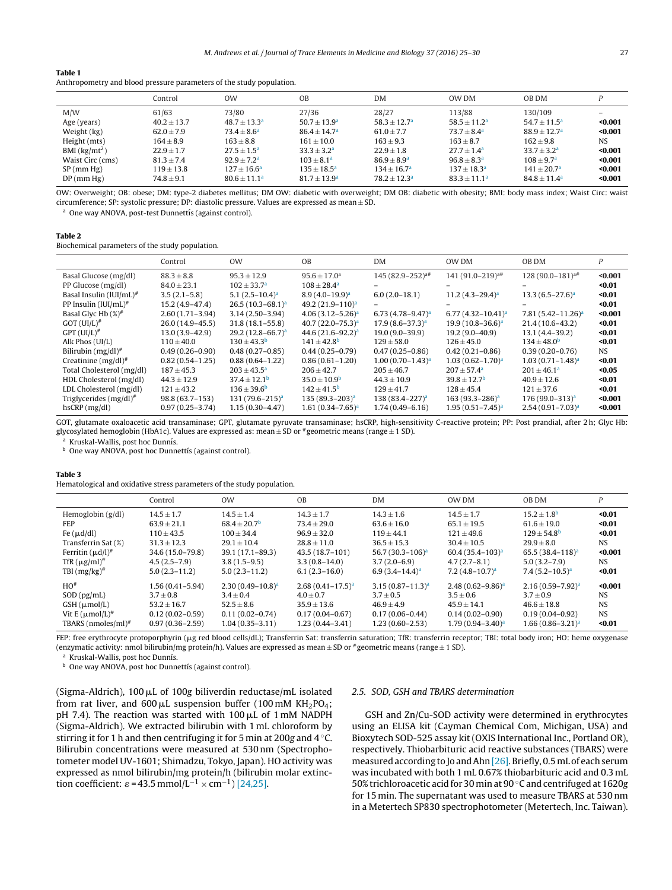**Table 1**
Anthropometry and blood pressure parameters of the study population.

| | Control | OW | OB | DM | OW DM | OB DM | P |
|---|---|---|---|---|---|---|---|
| M/W | 61/63 | 73/80 | 27/36 | 28/27 | 113/88 | 130/109 | – |
| Age (years) | 40.2 ± 13.7 | 48.7 ± 13.3[a] | 50.7 ± 13.9[a] | 58.3 ± 12.7[a] | 58.5 ± 11.2[a] | 54.7 ± 11.5[a] | **<0.001** |
| Weight (kg) | 62.0 ± 7.9 | 73.4 ± 8.6[a] | 86.4 ± 14.7[a] | 61.0 ± 7.7 | 73.7 ± 8.4[a] | 88.9 ± 12.7[a] | **<0.001** |
| Height (mts) | 164 ± 8.9 | 163 ± 8.8 | 161 ± 10.0 | 163 ± 9.3 | 163 ± 8.7 | 162 ± 9.8 | NS |
| BMI (kg/mt$^2$) | 22.9 ± 1.7 | 27.5 ± 1.5[a] | 33.3 ± 3.2[a] | 22.9 ± 1.8 | 27.7 ± 1.4[a] | 33.7 ± 3.2[a] | **<0.001** |
| Waist Circ (cms) | 81.3 ± 7.4 | 92.9 ± 7.2[a] | 103 ± 8.1[a] | 86.9 ± 8.9[a] | 96.8 ± 8.3[a] | 108 ± 9.7[a] | **<0.001** |
| SP (mm Hg) | 119 ± 13.8 | 127 ± 16.6[a] | 135 ± 18.5[a] | 134 ± 16.7[a] | 137 ± 18.3[a] | 141 ± 20.7[a] | **<0.001** |
| DP (mm Hg) | 74.8 ± 9.1 | 80.6 ± 11.1[a] | 81.7 ± 13.9[a] | 78.2 ± 12.3[a] | 83.3 ± 11.1[a] | 84.8 ± 11.4[a] | **<0.001** |

OW: Overweight; OB: obese; DM: type-2 diabetes mellitus; DM OW: diabetic with overweight; DM OB: diabetic with obesity; BMI: body mass index; Waist Circ: waist circumference; SP: systolic pressure; DP: diastolic pressure. Values are expressed as mean ± SD.

[a] One way ANOVA, post-test Dunnettís (against control).

**Table 2**
Biochemical parameters of the study population.

| | Control | OW | OB | DM | OW DM | OB DM | P |
|---|---|---|---|---|---|---|---|
| Basal Glucose (mg/dl) | 88.3 ± 8.8 | 95.3 ± 12.9 | 95.6 ± 17.0[a] | 145 (82.9–252)[a#] | 141 (91.0–219)[a#] | 128 (90.0–181)[a#] | **<0.001** |
| PP Glucose (mg/dl) | 84.0 ± 23.1 | 102 ± 33.7[a] | 108 ± 28.4[a] | – | – | – | **<0.01** |
| Basal Insulin (IUI/mL)# | 3.5 (2.1–5.8) | 5.1 (2.5–10.4)[a] | 8.9 (4.0–19.9)[a] | 6.0 (2.0–18.1) | 11.2 (4.3–29.4)[a] | 13.3 (6.5–27.6)[a] | **<0.01** |
| PP Insulin (IUI/mL)# | 15.2 (4.9–47.4) | 26.5 (10.3–68.1)[a] | 49.2 (21.9–110)[a] | – | – | – | **<0.01** |
| Basal Glyc Hb (%)# | 2.60 (1.71–3.94) | 3.14 (2.50–3.94) | 4.06 (3.12–5.26)[a] | 6.73 (4.78–9.47)[a] | 6.77 (4.32–10.41)[a] | 7.81 (5.42–11.26)[a] | **<0.001** |
| GOT (UI/L)# | 26.0 (14.9–45.5) | 31.8 (18.1–55.8) | 40.7 (22.0–75.3)[a] | 17.9 (8.6–37.3)[a] | 19.9 (10.8–36.6)[a] | 21.4 (10.6–43.2) | **<0.01** |
| GPT (UI/L)# | 13.0 (3.9–42.9) | 29.2 (12.8–66.7)[a] | 44.6 (21.6–92.2)[a] | 19.0 (9.0–39.9) | 19.2 (9.0–40.9) | 13.1 (4.4–39.2) | **<0.01** |
| Alk Phos (UI/L) | 110 ± 40.0 | 130 ± 43.3[b] | 141 ± 42.8[b] | 129 ± 58.0 | 126 ± 45.0 | 134 ± 48.0[b] | **<0.01** |
| Bilirubin (mg/dl)# | 0.49 (0.26–0.90) | 0.48 (0.27–0.85) | 0.44 (0.25–0.79) | 0.47 (0.25–0.86) | 0.42 (0.21–0.86) | 0.39 (0.20–0.76) | NS |
| Creatinine (mg/dl)# | 0.82 (0.54–1.25) | 0.88 (0.64–1.22) | 0.86 (0.61–1.20) | 1.00 (0.70–1.43)[a] | 1.03 (0.62–1.70)[a] | 1.03 (0.71–1.48)[a] | **<0.01** |
| Total Cholesterol (mg/dl) | 187 ± 45.3 | 203 ± 43.5[a] | 206 ± 42.7 | 205 ± 46.7 | 207 ± 57.4[a] | 201 ± 46.1[a] | **<0.05** |
| HDL Cholesterol (mg/dl) | 44.3 ± 12.9 | 37.4 ± 12.1[b] | 35.0 ± 10.9[b] | 44.3 ± 10.9 | 39.8 ± 12.7[b] | 40.9 ± 12.6 | **<0.01** |
| LDL Cholesterol (mg/dl) | 121 ± 43.2 | 136 ± 39.6[b] | 142 ± 41.5[b] | 129 ± 41.7 | 128 ± 45.4 | 121 ± 37.6 | **<0.01** |
| Triglycerides (mg/dl)# | 98.8 (63.7–153) | 131 (79.6–215)[a] | 135 (89.3–203)[a] | 138 (83.4–227)[a] | 163 (93.3–286)[a] | 176 (99.0–313)[a] | **<0.001** |
| hsCRP (mg/dl) | 0.97 (0.25–3.74) | 1.15 (0.30–4.47) | 1.61 (0.34–7.65)[a] | 1.74 (0.49–6.16) | 1.95 (0.51–7.45)[a] | 2.54 (0.91–7.03)[a] | **<0.001** |

GOT, glutamate oxaloacetic acid transaminase; GPT, glutamate pyruvate transaminase; hsCRP, high-sensitivity C-reactive protein; PP: Post prandial, after 2 h; Glyc Hb: glycosylated hemoglobin (HbA1c). Values are expressed as: mean ± SD or #geometric means (range ± 1 SD).

[a] Kruskal-Wallis, post hoc Dunnís.

[b] One way ANOVA, post hoc Dunnettís (against control).

**Table 3**
Hematological and oxidative stress parameters of the study population.

| | Control | OW | OB | DM | OW DM | OB DM | P |
|---|---|---|---|---|---|---|---|
| Hemoglobin (g/dl) | 14.5 ± 1.7 | 14.5 ± 1.4 | 14.3 ± 1.7 | 14.3 ± 1.6 | 14.5 ± 1.7 | 15.2 ± 1.8[b] | **<0.01** |
| FEP | 63.9 ± 21.1 | 68.4 ± 20.7[b] | 73.4 ± 29.0 | 63.6 ± 16.0 | 65.1 ± 19.5 | 61.6 ± 19.0 | **<0.01** |
| Fe (μd/dl) | 110 ± 43.5 | 100 ± 34.4 | 96.9 ± 32.0 | 119 ± 44.1 | 121 ± 49.6 | 129 ± 54.8[b] | **<0.01** |
| Transferrin Sat (%) | 31.3 ± 12.3 | 29.1 ± 10.4 | 28.8 ± 11.0 | 36.5 ± 15.3 | 30.4 ± 10.5 | 29.9 ± 8.0 | NS |
| Ferritin (μd/l)# | 34.6 (15.0–79.8) | 39.1 (17.1–89.3) | 43.5 (18.7–101) | 56.7 (30.3–106)[a] | 60.4 (35.4–103)[a] | 65.5 (38.4–118)[a] | **<0.001** |
| TfR (μg/ml)# | 4.5 (2.5–7.9) | 3.8 (1.5–9.5) | 3.3 (0.8–14.0) | 3.7 (2.0–6.9) | 4.7 (2.7–8.1) | 5.0 (3.2–7.9) | NS |
| TBI (mg/kg)# | 5.0 (2.3–11.2) | 5.0 (2.3–11.2) | 6.1 (2.3–16.0) | 6.9 (3.4–14.4)[a] | 7.2 (4.8–10.7)[a] | 7.4 (5.2–10.5)[a] | **<0.01** |
| HO# | 1.56 (0.41–5.94) | 2.30 (0.49–10.8)[a] | 2.68 (0.41–17.5)[a] | 3.15 (0.87–11.3)[a] | 2.48 (0.62–9.86)[a] | 2.16 (0.59–7.92)[a] | **<0.001** |
| SOD (pg/mL) | 3.7 ± 0.8 | 3.4 ± 0.4 | 4.0 ± 0.7 | 3.7 ± 0.5 | 3.5 ± 0.6 | 3.7 ± 0.9 | NS |
| GSH (μmol/L) | 53.2 ± 16.7 | 52.5 ± 8.6 | 35.9 ± 13.6 | 46.9 ± 4.9 | 45.9 ± 14.1 | 46.6 ± 18.8 | NS |
| Vit E (μmol/L)# | 0.12 (0.02–0.59) | 0.11 (0.02–0.74) | 0.17 (0.04–0.67) | 0.17 (0.06–0.44) | 0.14 (0.02–0.90) | 0.19 (0.04–0.92) | NS |
| TBARS (nmoles/ml)# | 0.97 (0.36–2.59) | 1.04 (0.35–3.11) | 1.23 (0.44–3.41) | 1.23 (0.60–2.53) | 1.79 (0.94–3.40)[a] | 1.66 (0.86–3.21)[a] | **<0.01** |

FEP: free erythrocyte protoporphyrin (μg red blood cells/dL); Transferrin Sat: transferrin saturation; TfR: transferrin receptor; TBI: total body iron; HO: heme oxygenase (enzymatic activity: nmol bilirubin/mg protein/h). Values are expressed as mean ± SD or #geometric means (range ± 1 SD).

[a] Kruskal-Wallis, post hoc Dunnís.

[b] One way ANOVA, post hoc Dunnettís (against control).

(Sigma-Aldrich), 100 μL of 100g biliverdin reductase/mL isolated from rat liver, and 600 μL suspension buffer (100 mM $KH_2PO_4$; pH 7.4). The reaction was started with 100 μL of 1 mM NADPH (Sigma-Aldrich). We extracted bilirubin with 1 mL chloroform by stirring it for 1 h and then centrifuging it for 5 min at 200g and 4 °C. Bilirubin concentrations were measured at 530 nm (Spectrophotometer model UV-1601; Shimadzu, Tokyo, Japan). HO activity was expressed as nmol bilirubin/mg protein/h (bilirubin molar extinction coefficient: $\varepsilon$ = 43.5 mmol/L$^{-1}$ × cm$^{-1}$) [24,25].

### 2.5. SOD, GSH and TBARS determination

GSH and Zn/Cu-SOD activity were determined in erythrocytes using an ELISA kit (Cayman Chemical Com, Michigan, USA) and Bioxytech SOD-525 assay kit (OXIS International Inc., Portland OR), respectively. Thiobarbituric acid reactive substances (TBARS) were measured according to Jo and Ahn [26]. Briefly, 0.5 mL of each serum was incubated with both 1 mL 0.67% thiobarbituric acid and 0.3 mL 50% trichloroacetic acid for 30 min at 90 °C and centrifuged at 1620g for 15 min. The supernatant was used to measure TBARS at 530 nm in a Metertech SP830 spectrophotometer (Metertech, Inc. Taiwan).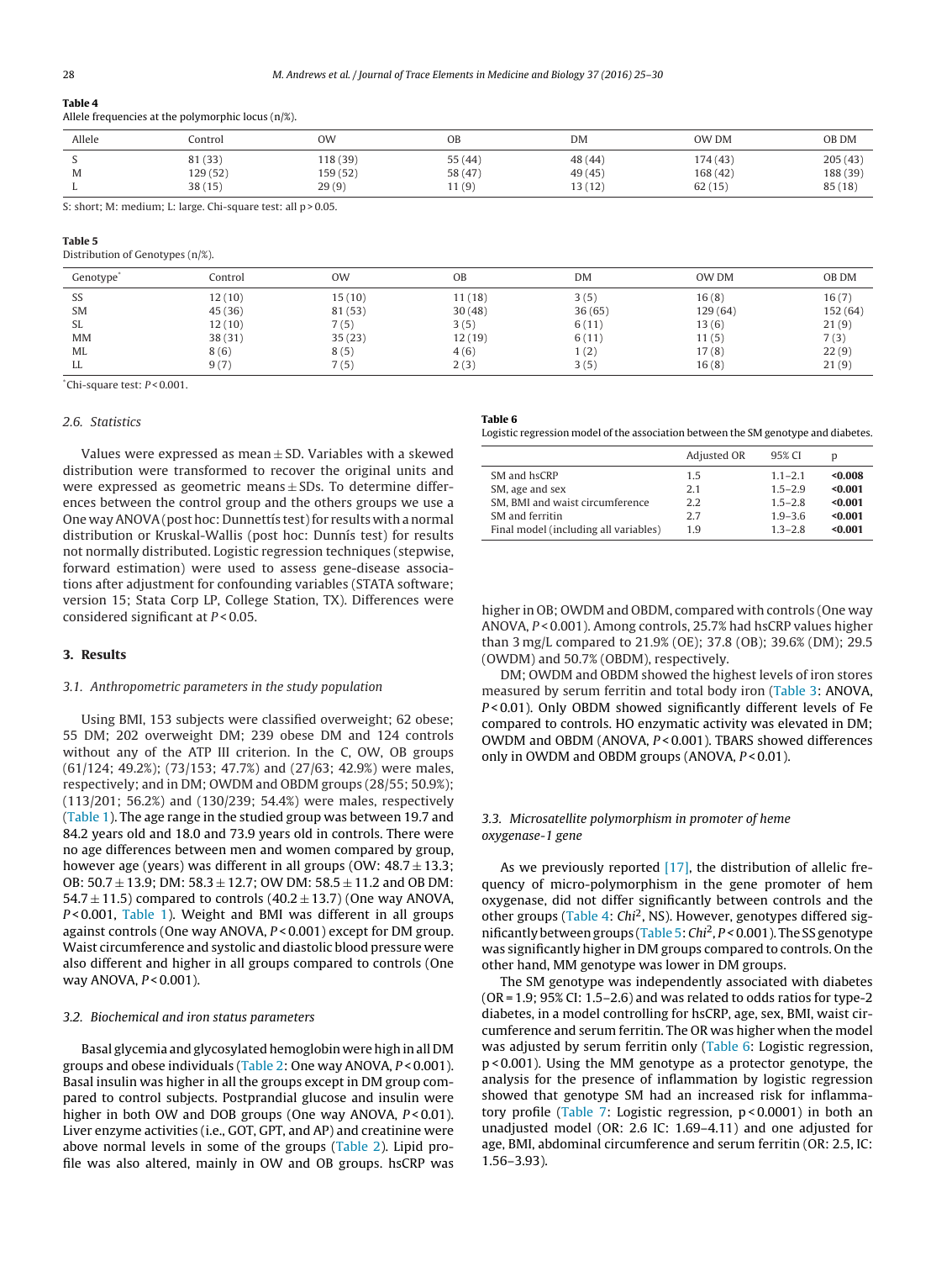**Table 4**
Allele frequencies at the polymorphic locus (n/%).

| Allele | Control | OW | OB | DM | OW DM | OB DM |
|---|---|---|---|---|---|---|
| S | 81 (33) | 118 (39) | 55 (44) | 48 (44) | 174 (43) | 205 (43) |
| M | 129 (52) | 159 (52) | 58 (47) | 49 (45) | 168 (42) | 188 (39) |
| L | 38 (15) | 29 (9) | 11 (9) | 13 (12) | 62 (15) | 85 (18) |

S: short; M: medium; L: large. Chi-square test: all p > 0.05.

**Table 5**
Distribution of Genotypes (n/%).

| Genotype* | Control | OW | OB | DM | OW DM | OB DM |
|---|---|---|---|---|---|---|
| SS | 12 (10) | 15 (10) | 11 (18) | 3 (5) | 16 (8) | 16 (7) |
| SM | 45 (36) | 81 (53) | 30 (48) | 36 (65) | 129 (64) | 152 (64) |
| SL | 12 (10) | 7 (5) | 3 (5) | 6 (11) | 13 (6) | 21 (9) |
| MM | 38 (31) | 35 (23) | 12 (19) | 6 (11) | 11 (5) | 7 (3) |
| ML | 8 (6) | 8 (5) | 4 (6) | 1 (2) | 17 (8) | 22 (9) |
| LL | 9 (7) | 7 (5) | 2 (3) | 3 (5) | 16 (8) | 21 (9) |

*Chi-square test: $P < 0.001$.

### 2.6. Statistics

Values were expressed as mean ± SD. Variables with a skewed distribution were transformed to recover the original units and were expressed as geometric means ± SDs. To determine differences between the control group and the others groups we use a One way ANOVA (post hoc: Dunnettís test) for results with a normal distribution or Kruskal-Wallis (post hoc: Dunnís test) for results not normally distributed. Logistic regression techniques (stepwise, forward estimation) were used to assess gene-disease associations after adjustment for confounding variables (STATA software; version 15; Stata Corp LP, College Station, TX). Differences were considered significant at $P < 0.05$.

## 3. Results

### 3.1. Anthropometric parameters in the study population

Using BMI, 153 subjects were classified overweight; 62 obese; 55 DM; 202 overweight DM; 239 obese DM and 124 controls without any of the ATP III criterion. In the C, OW, OB groups (61/124; 49.2%); (73/153; 47.7%) and (27/63; 42.9%) were males, respectively; and in DM; OWDM and OBDM groups (28/55; 50.9%); (113/201; 56.2%) and (130/239; 54.4%) were males, respectively (Table 1). The age range in the studied group was between 19.7 and 84.2 years old and 18.0 and 73.9 years old in controls. There were no age differences between men and women compared by group, however age (years) was different in all groups (OW: 48.7 ± 13.3; OB: 50.7 ± 13.9; DM: 58.3 ± 12.7; OW DM: 58.5 ± 11.2 and OB DM: 54.7 ± 11.5) compared to controls (40.2 ± 13.7) (One way ANOVA, $P < 0.001$, Table 1). Weight and BMI was different in all groups against controls (One way ANOVA, $P < 0.001$) except for DM group. Waist circumference and systolic and diastolic blood pressure were also different and higher in all groups compared to controls (One way ANOVA, $P < 0.001$).

### 3.2. Biochemical and iron status parameters

Basal glycemia and glycosylated hemoglobin were high in all DM groups and obese individuals (Table 2: One way ANOVA, $P < 0.001$). Basal insulin was higher in all the groups except in DM group compared to control subjects. Postprandial glucose and insulin were higher in both OW and DOB groups (One way ANOVA, $P < 0.01$). Liver enzyme activities (i.e., GOT, GPT, and AP) and creatinine were above normal levels in some of the groups (Table 2). Lipid profile was also altered, mainly in OW and OB groups. hsCRP was higher in OB; OWDM and OBDM, compared with controls (One way ANOVA, $P < 0.001$). Among controls, 25.7% had hsCRP values higher than 3 mg/L compared to 21.9% (OE); 37.8 (OB); 39.6% (DM); 29.5 (OWDM) and 50.7% (OBDM), respectively.

DM; OWDM and OBDM showed the highest levels of iron stores measured by serum ferritin and total body iron (Table 3: ANOVA, $P < 0.01$). Only OBDM showed significantly different levels of Fe compared to controls. HO enzymatic activity was elevated in DM; OWDM and OBDM (ANOVA, $P < 0.001$). TBARS showed differences only in OWDM and OBDM groups (ANOVA, $P < 0.01$).

**Table 6**
Logistic regression model of the association between the SM genotype and diabetes.

| | Adjusted OR | 95% CI | p |
|---|---|---|---|
| SM and hsCRP | 1.5 | 1.1–2.1 | **<0.008** |
| SM, age and sex | 2.1 | 1.5–2.9 | **<0.001** |
| SM, BMI and waist circumference | 2.2 | 1.5–2.8 | **<0.001** |
| SM and ferritin | 2.7 | 1.9–3.6 | **<0.001** |
| Final model (including all variables) | 1.9 | 1.3–2.8 | **<0.001** |

### 3.3. Microsatellite polymorphism in promoter of heme oxygenase-1 gene

As we previously reported [17], the distribution of allelic frequency of micro-polymorphism in the gene promoter of hem oxygenase, did not differ significantly between controls and the other groups (Table 4: $Chi^2$, NS). However, genotypes differed significantly between groups (Table 5: $Chi^2$, $P < 0.001$). The SS genotype was significantly higher in DM groups compared to controls. On the other hand, MM genotype was lower in DM groups.

The SM genotype was independently associated with diabetes (OR = 1.9; 95% CI: 1.5–2.6) and was related to odds ratios for type-2 diabetes, in a model controlling for hsCRP, age, sex, BMI, waist circumference and serum ferritin. The OR was higher when the model was adjusted by serum ferritin only (Table 6: Logistic regression, p < 0.001). Using the MM genotype as a protector genotype, the analysis for the presence of inflammation by logistic regression showed that genotype SM had an increased risk for inflammatory profile (Table 7: Logistic regression, p < 0.0001) in both an unadjusted model (OR: 2.6 IC: 1.69–4.11) and one adjusted for age, BMI, abdominal circumference and serum ferritin (OR: 2.5, IC: 1.56–3.93).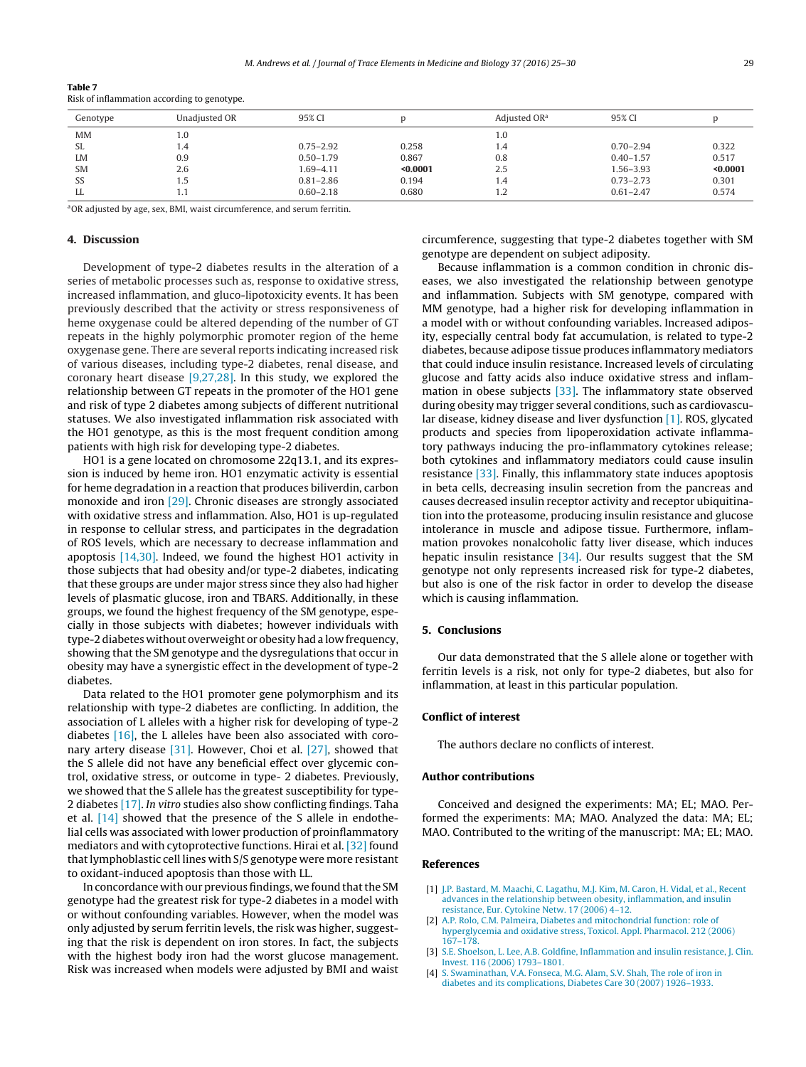**Table 7**
Risk of inflammation according to genotype.

| Genotype | Unadjusted OR | 95% CI | p | Adjusted OR[a] | 95% CI | p |
|---|---|---|---|---|---|---|
| MM | 1.0 | | | 1.0 | | |
| SL | 1.4 | 0.75–2.92 | 0.258 | 1.4 | 0.70–2.94 | 0.322 |
| LM | 0.9 | 0.50–1.79 | 0.867 | 0.8 | 0.40–1.57 | 0.517 |
| SM | 2.6 | 1.69–4.11 | **<0.0001** | 2.5 | 1.56–3.93 | **<0.0001** |
| SS | 1.5 | 0.81–2.86 | 0.194 | 1.4 | 0.73–2.73 | 0.301 |
| LL | 1.1 | 0.60–2.18 | 0.680 | 1.2 | 0.61–2.47 | 0.574 |

[a]OR adjusted by age, sex, BMI, waist circumference, and serum ferritin.

## 4. Discussion

Development of type-2 diabetes results in the alteration of a series of metabolic processes such as, response to oxidative stress, increased inflammation, and gluco-lipotoxicity events. It has been previously described that the activity or stress responsiveness of heme oxygenase could be altered depending of the number of GT repeats in the highly polymorphic promoter region of the heme oxygenase gene. There are several reports indicating increased risk of various diseases, including type-2 diabetes, renal disease, and coronary heart disease [9,27,28]. In this study, we explored the relationship between GT repeats in the promoter of the HO1 gene and risk of type 2 diabetes among subjects of different nutritional statuses. We also investigated inflammation risk associated with the HO1 genotype, as this is the most frequent condition among patients with high risk for developing type-2 diabetes.

HO1 is a gene located on chromosome 22q13.1, and its expression is induced by heme iron. HO1 enzymatic activity is essential for heme degradation in a reaction that produces biliverdin, carbon monoxide and iron [29]. Chronic diseases are strongly associated with oxidative stress and inflammation. Also, HO1 is up-regulated in response to cellular stress, and participates in the degradation of ROS levels, which are necessary to decrease inflammation and apoptosis [14,30]. Indeed, we found the highest HO1 activity in those subjects that had obesity and/or type-2 diabetes, indicating that these groups are under major stress since they also had higher levels of plasmatic glucose, iron and TBARS. Additionally, in these groups, we found the highest frequency of the SM genotype, especially in those subjects with diabetes; however individuals with type-2 diabetes without overweight or obesity had a low frequency, showing that the SM genotype and the dysregulations that occur in obesity may have a synergistic effect in the development of type-2 diabetes.

Data related to the HO1 promoter gene polymorphism and its relationship with type-2 diabetes are conflicting. In addition, the association of L alleles with a higher risk for developing of type-2 diabetes [16], the L alleles have been also associated with coronary artery disease [31]. However, Choi et al. [27], showed that the S allele did not have any beneficial effect over glycemic control, oxidative stress, or outcome in type- 2 diabetes. Previously, we showed that the S allele has the greatest susceptibility for type-2 diabetes [17]. *In vitro* studies also show conflicting findings. Taha et al. [14] showed that the presence of the S allele in endothelial cells was associated with lower production of proinflammatory mediators and with cytoprotective functions. Hirai et al. [32] found that lymphoblastic cell lines with S/S genotype were more resistant to oxidant-induced apoptosis than those with LL.

In concordance with our previous findings, we found that the SM genotype had the greatest risk for type-2 diabetes in a model with or without confounding variables. However, when the model was only adjusted by serum ferritin levels, the risk was higher, suggesting that the risk is dependent on iron stores. In fact, the subjects with the highest body iron had the worst glucose management. Risk was increased when models were adjusted by BMI and waist circumference, suggesting that type-2 diabetes together with SM genotype are dependent on subject adiposity.

Because inflammation is a common condition in chronic diseases, we also investigated the relationship between genotype and inflammation. Subjects with SM genotype, compared with MM genotype, had a higher risk for developing inflammation in a model with or without confounding variables. Increased adiposity, especially central body fat accumulation, is related to type-2 diabetes, because adipose tissue produces inflammatory mediators that could induce insulin resistance. Increased levels of circulating glucose and fatty acids also induce oxidative stress and inflammation in obese subjects [33]. The inflammatory state observed during obesity may trigger several conditions, such as cardiovascular disease, kidney disease and liver dysfunction [1]. ROS, glycated products and species from lipoperoxidation activate inflammatory pathways inducing the pro-inflammatory cytokines release; both cytokines and inflammatory mediators could cause insulin resistance [33]. Finally, this inflammatory state induces apoptosis in beta cells, decreasing insulin secretion from the pancreas and causes decreased insulin receptor activity and receptor ubiquitination into the proteasome, producing insulin resistance and glucose intolerance in muscle and adipose tissue. Furthermore, inflammation provokes nonalcoholic fatty liver disease, which induces hepatic insulin resistance [34]. Our results suggest that the SM genotype not only represents increased risk for type-2 diabetes, but also is one of the risk factor in order to develop the disease which is causing inflammation.

## 5. Conclusions

Our data demonstrated that the S allele alone or together with ferritin levels is a risk, not only for type-2 diabetes, but also for inflammation, at least in this particular population.

## Conflict of interest

The authors declare no conflicts of interest.

## Author contributions

Conceived and designed the experiments: MA; EL; MAO. Performed the experiments: MA; MAO. Analyzed the data: MA; EL; MAO. Contributed to the writing of the manuscript: MA; EL; MAO.

## References

[1] J.P. Bastard, M. Maachi, C. Lagathu, M.J. Kim, M. Caron, H. Vidal, et al., Recent advances in the relationship between obesity, inflammation, and insulin resistance, Eur. Cytokine Netw. 17 (2006) 4–12.

[2] A.P. Rolo, C.M. Palmeira, Diabetes and mitochondrial function: role of hyperglycemia and oxidative stress, Toxicol. Appl. Pharmacol. 212 (2006) 167–178.

[3] S.E. Shoelson, L. Lee, A.B. Goldfine, Inflammation and insulin resistance, J. Clin. Invest. 116 (2006) 1793–1801.

[4] S. Swaminathan, V.A. Fonseca, M.G. Alam, S.V. Shah, The role of iron in diabetes and its complications, Diabetes Care 30 (2007) 1926–1933.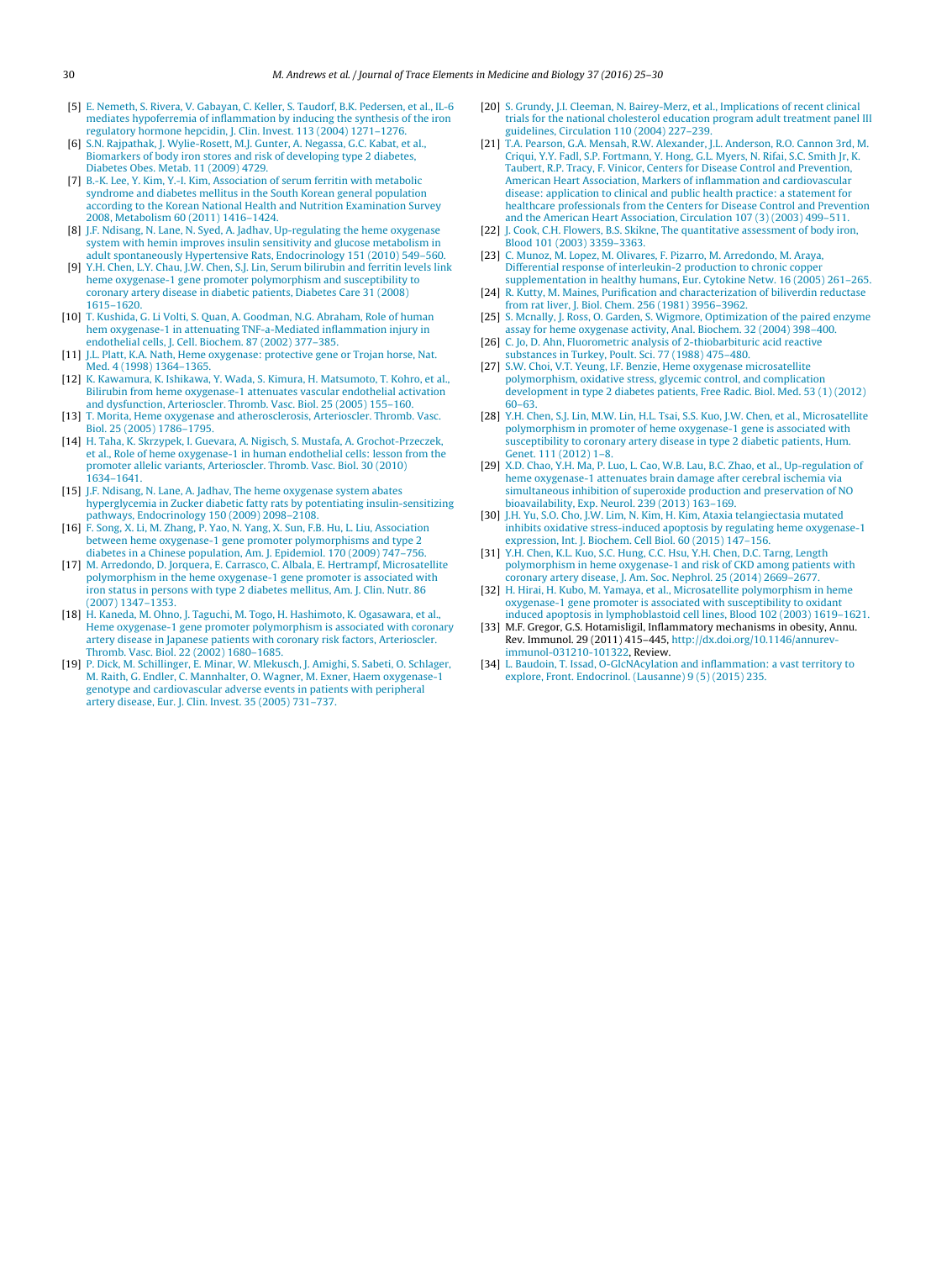[5] E. Nemeth, S. Rivera, V. Gabayan, C. Keller, S. Taudorf, B.K. Pedersen, et al., IL-6 mediates hypoferremia of inflammation by inducing the synthesis of the iron regulatory hormone hepcidin, J. Clin. Invest. 113 (2004) 1271–1276.

[6] S.N. Rajpathak, J. Wylie-Rosett, M.J. Gunter, A. Negassa, G.C. Kabat, et al., Biomarkers of body iron stores and risk of developing type 2 diabetes, Diabetes Obes. Metab. 11 (2009) 4729.

[7] B.-K. Lee, Y. Kim, Y.-I. Kim, Association of serum ferritin with metabolic syndrome and diabetes mellitus in the South Korean general population according to the Korean National Health and Nutrition Examination Survey 2008, Metabolism 60 (2011) 1416–1424.

[8] J.F. Ndisang, N. Lane, N. Syed, A. Jadhav, Up-regulating the heme oxygenase system with hemin improves insulin sensitivity and glucose metabolism in adult spontaneously Hypertensive Rats, Endocrinology 151 (2010) 549–560.

[9] Y.H. Chen, L.Y. Chau, J.W. Chen, S.J. Lin, Serum bilirubin and ferritin levels link heme oxygenase-1 gene promoter polymorphism and susceptibility to coronary artery disease in diabetic patients, Diabetes Care 31 (2008) 1615–1620.

[10] T. Kushida, G. Li Volti, S. Quan, A. Goodman, N.G. Abraham, Role of human hem oxygenase-1 in attenuating TNF-a-Mediated inflammation injury in endothelial cells, J. Cell. Biochem. 87 (2002) 377–385.

[11] J.L. Platt, K.A. Nath, Heme oxygenase: protective gene or Trojan horse, Nat. Med. 4 (1998) 1364–1365.

[12] K. Kawamura, K. Ishikawa, Y. Wada, S. Kimura, H. Matsumoto, T. Kohro, et al., Bilirubin from heme oxygenase-1 attenuates vascular endothelial activation and dysfunction, Arterioscler. Thromb. Vasc. Biol. 25 (2005) 155–160.

[13] T. Morita, Heme oxygenase and atherosclerosis, Arterioscler. Thromb. Vasc. Biol. 25 (2005) 1786–1795.

[14] H. Taha, K. Skrzypek, I. Guevara, A. Nigisch, S. Mustafa, A. Grochot-Przeczek, et al., Role of heme oxygenase-1 in human endothelial cells: lesson from the promoter allelic variants, Arterioscler. Thromb. Vasc. Biol. 30 (2010) 1634–1641.

[15] J.F. Ndisang, N. Lane, A. Jadhav, The heme oxygenase system abates hyperglycemia in Zucker diabetic fatty rats by potentiating insulin-sensitizing pathways, Endocrinology 150 (2009) 2098–2108.

[16] F. Song, X. Li, M. Zhang, P. Yao, N. Yang, X. Sun, F.B. Hu, L. Liu, Association between heme oxygenase-1 gene promoter polymorphisms and type 2 diabetes in a Chinese population, Am. J. Epidemiol. 170 (2009) 747–756.

[17] M. Arredondo, D. Jorquera, E. Carrasco, C. Albala, E. Hertrampf, Microsatellite polymorphism in the heme oxygenase-1 gene promoter is associated with iron status in persons with type 2 diabetes mellitus, Am. J. Clin. Nutr. 86 (2007) 1347–1353.

[18] H. Kaneda, M. Ohno, J. Taguchi, M. Togo, H. Hashimoto, K. Ogasawara, et al., Heme oxygenase-1 gene promoter polymorphism is associated with coronary artery disease in Japanese patients with coronary risk factors, Arterioscler. Thromb. Vasc. Biol. 22 (2002) 1680–1685.

[19] P. Dick, M. Schillinger, E. Minar, W. Mlekusch, J. Amighi, S. Sabeti, O. Schlager, M. Raith, G. Endler, C. Mannhalter, O. Wagner, M. Exner, Haem oxygenase-1 genotype and cardiovascular adverse events in patients with peripheral artery disease, Eur. J. Clin. Invest. 35 (2005) 731–737.

[20] S. Grundy, J.I. Cleeman, N. Bairey-Merz, et al., Implications of recent clinical trials for the national cholesterol education program adult treatment panel III guidelines, Circulation 110 (2004) 227–239.

[21] T.A. Pearson, G.A. Mensah, R.W. Alexander, J.L. Anderson, R.O. Cannon 3rd, M. Criqui, Y.Y. Fadl, S.P. Fortmann, Y. Hong, G.L. Myers, N. Rifai, S.C. Smith Jr, K. Taubert, R.P. Tracy, F. Vinicor, Centers for Disease Control and Prevention, American Heart Association, Markers of inflammation and cardiovascular disease: application to clinical and public health practice: a statement for healthcare professionals from the Centers for Disease Control and Prevention and the American Heart Association, Circulation 107 (3) (2003) 499–511.

[22] J. Cook, C.H. Flowers, B.S. Skikne, The quantitative assessment of body iron, Blood 101 (2003) 3359–3363.

[23] C. Munoz, M. Lopez, M. Olivares, F. Pizarro, M. Arredondo, M. Araya, Differential response of interleukin-2 production to chronic copper supplementation in healthy humans, Eur. Cytokine Netw. 16 (2005) 261–265.

[24] R. Kutty, M. Maines, Purification and characterization of biliverdin reductase from rat liver, J. Biol. Chem. 256 (1981) 3956–3962.

[25] S. Mcnally, J. Ross, O. Garden, S. Wigmore, Optimization of the paired enzyme assay for heme oxygenase activity, Anal. Biochem. 32 (2004) 398–400.

[26] C. Jo, D. Ahn, Fluorometric analysis of 2-thiobarbituric acid reactive substances in Turkey, Poult. Sci. 77 (1988) 475–480.

[27] S.W. Choi, V.T. Yeung, I.F. Benzie, Heme oxygenase microsatellite polymorphism, oxidative stress, glycemic control, and complication development in type 2 diabetes patients, Free Radic. Biol. Med. 53 (1) (2012) 60–63.

[28] Y.H. Chen, S.J. Lin, M.W. Lin, H.L. Tsai, S.S. Kuo, J.W. Chen, et al., Microsatellite polymorphism in promoter of heme oxygenase-1 gene is associated with susceptibility to coronary artery disease in type 2 diabetic patients, Hum. Genet. 111 (2012) 1–8.

[29] X.D. Chao, Y.H. Ma, P. Luo, L. Cao, W.B. Lau, B.C. Zhao, et al., Up-regulation of heme oxygenase-1 attenuates brain damage after cerebral ischemia via simultaneous inhibition of superoxide production and preservation of NO bioavailability, Exp. Neurol. 239 (2013) 163–169.

[30] J.H. Yu, S.O. Cho, J.W. Lim, N. Kim, H. Kim, Ataxia telangiectasia mutated inhibits oxidative stress-induced apoptosis by regulating heme oxygenase-1 expression, Int. J. Biochem. Cell Biol. 60 (2015) 147–156.

[31] Y.H. Chen, K.L. Kuo, S.C. Hung, C.C. Hsu, Y.H. Chen, D.C. Tarng, Length polymorphism in heme oxygenase-1 and risk of CKD among patients with coronary artery disease, J. Am. Soc. Nephrol. 25 (2014) 2669–2677.

[32] H. Hirai, H. Kubo, M. Yamaya, et al., Microsatellite polymorphism in heme oxygenase-1 gene promoter is associated with susceptibility to oxidant induced apoptosis in lymphoblastoid cell lines, Blood 102 (2003) 1619–1621.

[33] M.F. Gregor, G.S. Hotamisligil, Inflammatory mechanisms in obesity, Annu. Rev. Immunol. 29 (2011) 415–445, http://dx.doi.org/10.1146/annurev-immunol-031210-101322, Review.

[34] L. Baudoin, T. Issad, O-GlcNAcylation and inflammation: a vast territory to explore, Front. Endocrinol. (Lausanne) 9 (5) (2015) 235.